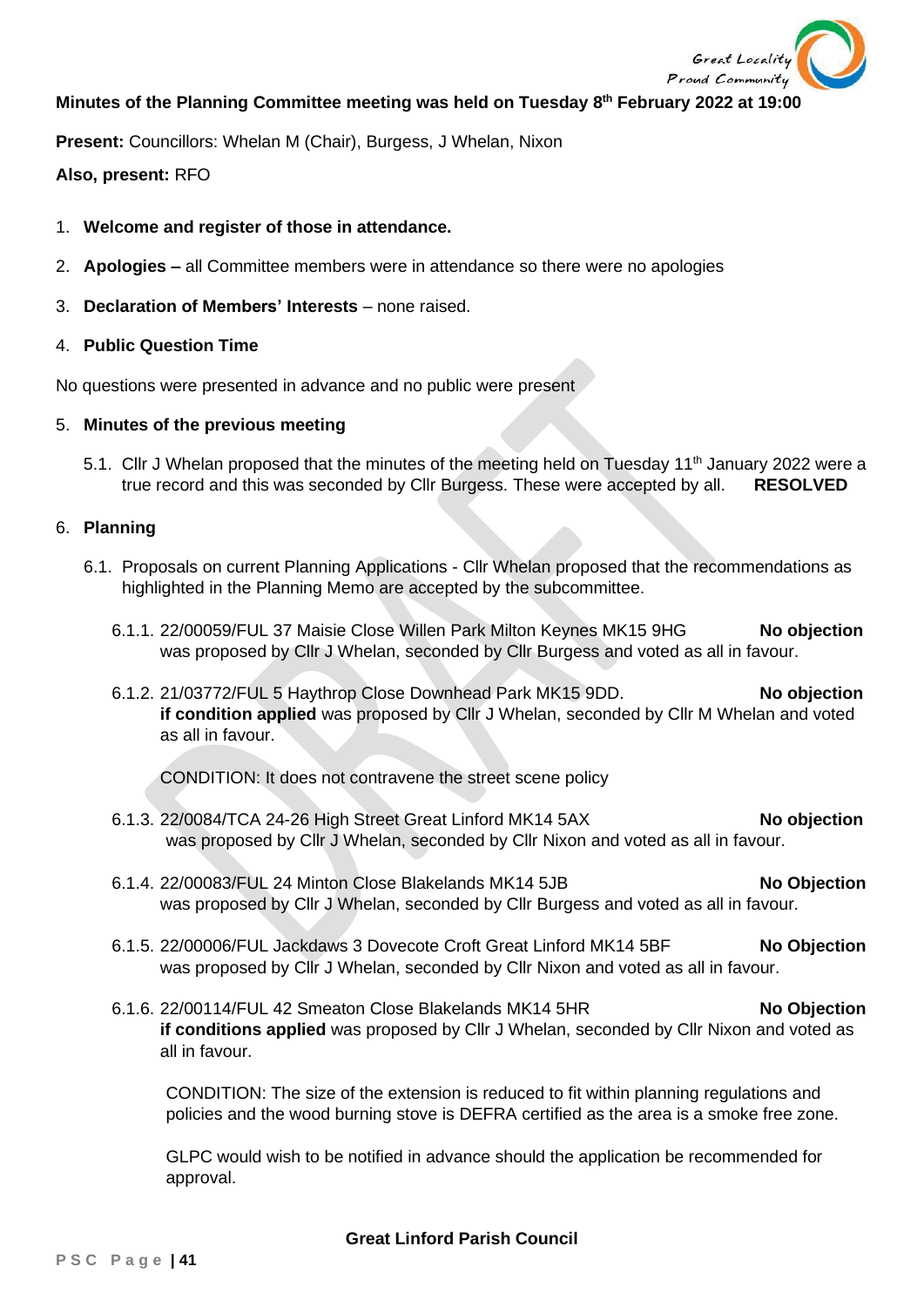**Minutes of the Planning Committee meeting was held on Tuesday 8th February 2022 at 19:00**

**Present:** Councillors: Whelan M (Chair), Burgess, J Whelan, Nixon

**Also, present:** RFO

1. **Welcome and register of those in attendance.**

2. **Apologies –** all Committee members were in attendance so there were no apologies

3. **Declaration of Members' Interests** – none raised.

4. **Public Question Time**

No questions were presented in advance and no public were present

5. **Minutes of the previous meeting**

   5.1. Cllr J Whelan proposed that the minutes of the meeting held on Tuesday 11th January 2022 were a true record and this was seconded by Cllr Burgess. These were accepted by all. **RESOLVED**

6. **Planning**

   6.1. Proposals on current Planning Applications - Cllr Whelan proposed that the recommendations as highlighted in the Planning Memo are accepted by the subcommittee.

   6.1.1. 22/00059/FUL 37 Maisie Close Willen Park Milton Keynes MK15 9HG **No objection** was proposed by Cllr J Whelan, seconded by Cllr Burgess and voted as all in favour.

   6.1.2. 21/03772/FUL 5 Haythrop Close Downhead Park MK15 9DD. **No objection if condition applied** was proposed by Cllr J Whelan, seconded by Cllr M Whelan and voted as all in favour.

   CONDITION: It does not contravene the street scene policy

   6.1.3. 22/0084/TCA 24-26 High Street Great Linford MK14 5AX **No objection** was proposed by Cllr J Whelan, seconded by Cllr Nixon and voted as all in favour.

   6.1.4. 22/00083/FUL 24 Minton Close Blakelands MK14 5JB **No Objection** was proposed by Cllr J Whelan, seconded by Cllr Burgess and voted as all in favour.

   6.1.5. 22/00006/FUL Jackdaws 3 Dovecote Croft Great Linford MK14 5BF **No Objection** was proposed by Cllr J Whelan, seconded by Cllr Nixon and voted as all in favour.

   6.1.6. 22/00114/FUL 42 Smeaton Close Blakelands MK14 5HR **No Objection if conditions applied** was proposed by Cllr J Whelan, seconded by Cllr Nixon and voted as all in favour.

   CONDITION: The size of the extension is reduced to fit within planning regulations and policies and the wood burning stove is DEFRA certified as the area is a smoke free zone.

   GLPC would wish to be notified in advance should the application be recommended for approval.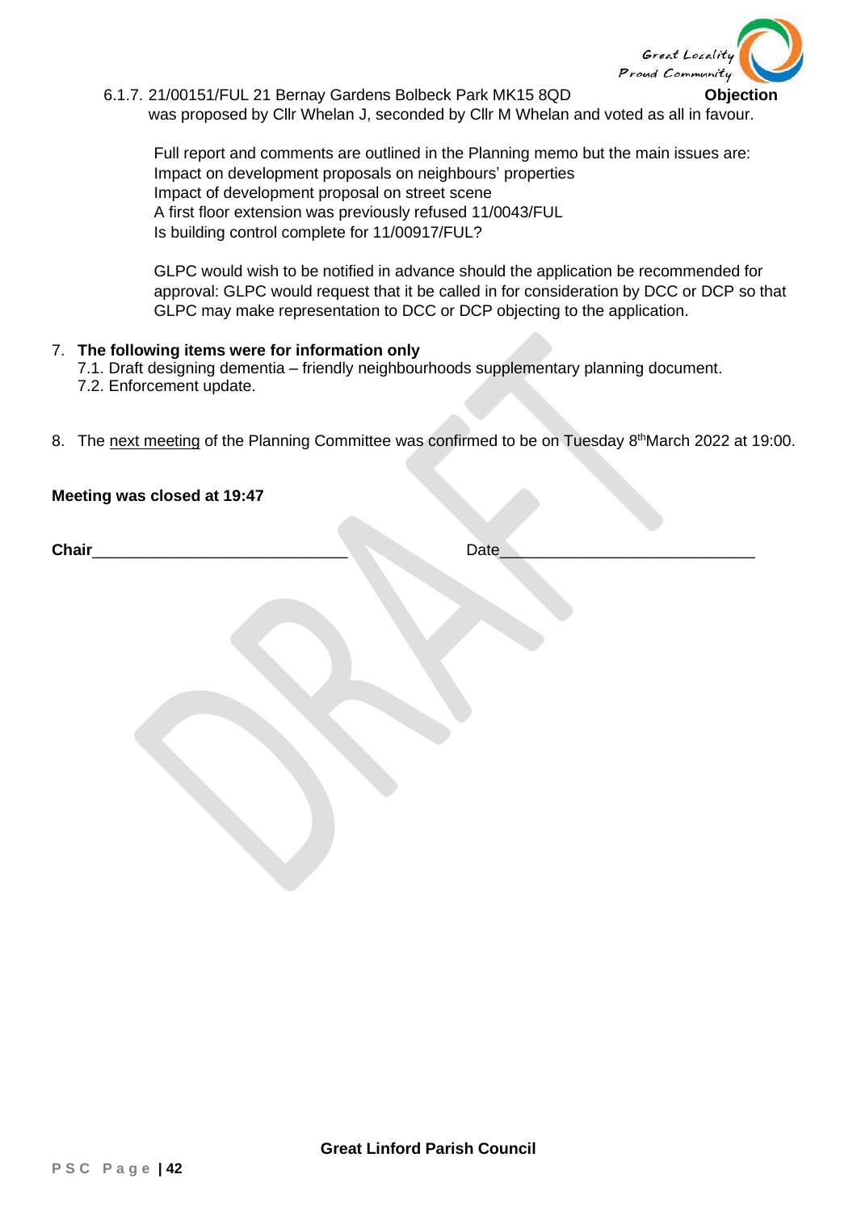6.1.7. 21/00151/FUL 21 Bernay Gardens Bolbeck Park MK15 8QD **Objection**
was proposed by Cllr Whelan J, seconded by Cllr M Whelan and voted as all in favour.

Full report and comments are outlined in the Planning memo but the main issues are:
Impact on development proposals on neighbours' properties
Impact of development proposal on street scene
A first floor extension was previously refused 11/0043/FUL
Is building control complete for 11/00917/FUL?

GLPC would wish to be notified in advance should the application be recommended for approval: GLPC would request that it be called in for consideration by DCC or DCP so that GLPC may make representation to DCC or DCP objecting to the application.

7. **The following items were for information only**
   7.1. Draft designing dementia – friendly neighbourhoods supplementary planning document.
   7.2. Enforcement update.

8. The next meeting of the Planning Committee was confirmed to be on Tuesday 8th March 2022 at 19:00.

**Meeting was closed at 19:47**

**Chair**____________________________ Date____________________________